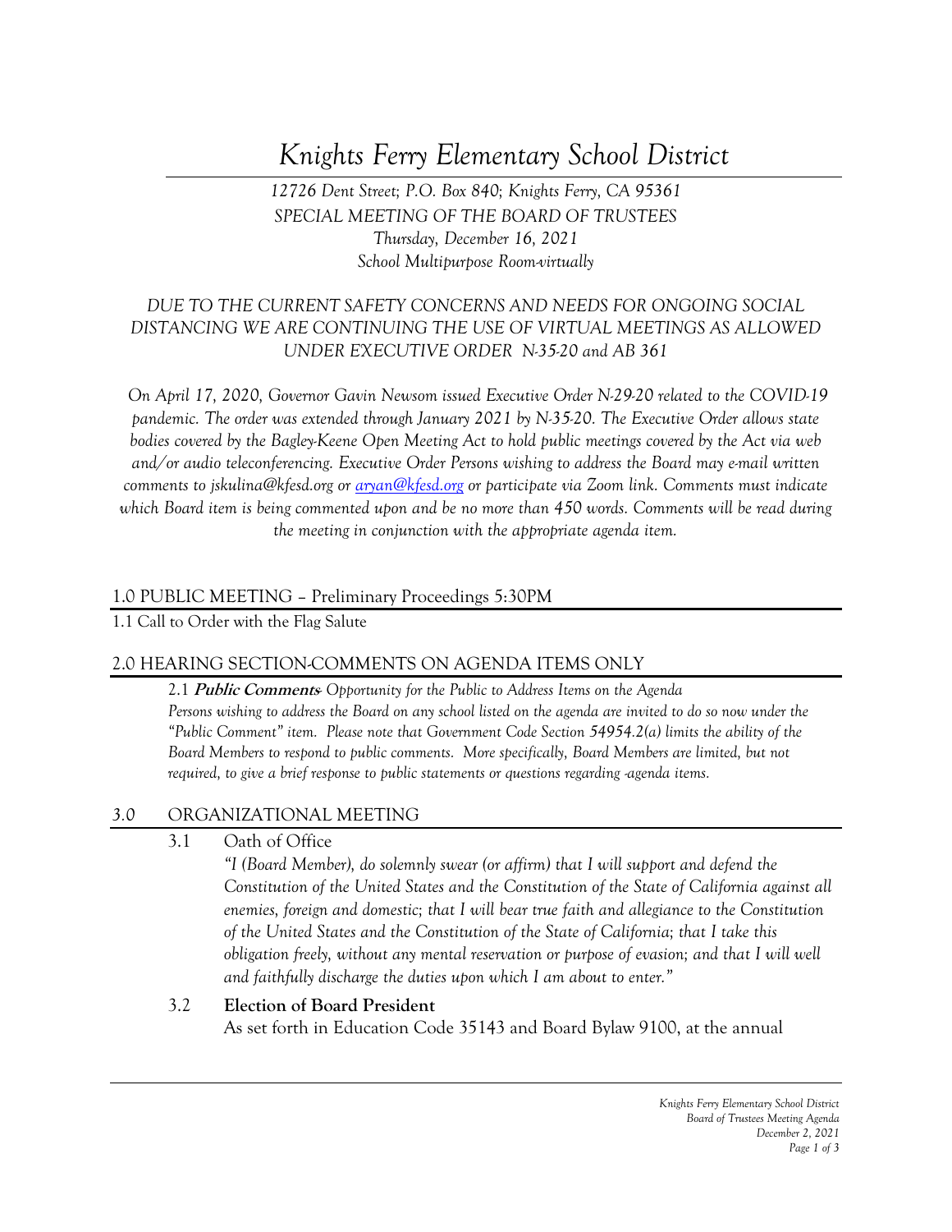# *Knights Ferry Elementary School District*

*12726 Dent Street; P.O. Box 840; Knights Ferry, CA 95361*
*SPECIAL MEETING OF THE BOARD OF TRUSTEES*
*Thursday, December 16, 2021*
*School Multipurpose Room-virtually*

*DUE TO THE CURRENT SAFETY CONCERNS AND NEEDS FOR ONGOING SOCIAL DISTANCING WE ARE CONTINUING THE USE OF VIRTUAL MEETINGS AS ALLOWED UNDER EXECUTIVE ORDER N-35-20 and AB 361*

*On April 17, 2020, Governor Gavin Newsom issued Executive Order N-29-20 related to the COVID-19 pandemic. The order was extended through January 2021 by N-35-20. The Executive Order allows state bodies covered by the Bagley-Keene Open Meeting Act to hold public meetings covered by the Act via web and/or audio teleconferencing. Executive Order Persons wishing to address the Board may e-mail written comments to jskulina@kfesd.org or aryan@kfesd.org or participate via Zoom link. Comments must indicate which Board item is being commented upon and be no more than 450 words. Comments will be read during the meeting in conjunction with the appropriate agenda item.*

## 1.0 PUBLIC MEETING – Preliminary Proceedings 5:30PM

1.1 Call to Order with the Flag Salute

## 2.0 HEARING SECTION-COMMENTS ON AGENDA ITEMS ONLY

2.1 ***Public Comments***- *Opportunity for the Public to Address Items on the Agenda*
*Persons wishing to address the Board on any school listed on the agenda are invited to do so now under the "Public Comment" item. Please note that Government Code Section 54954.2(a) limits the ability of the Board Members to respond to public comments. More specifically, Board Members are limited, but not required, to give a brief response to public statements or questions regarding -agenda items.*

## *3.0* ORGANIZATIONAL MEETING

3.1 Oath of Office

*"I (Board Member), do solemnly swear (or affirm) that I will support and defend the Constitution of the United States and the Constitution of the State of California against all enemies, foreign and domestic; that I will bear true faith and allegiance to the Constitution of the United States and the Constitution of the State of California; that I take this obligation freely, without any mental reservation or purpose of evasion; and that I will well and faithfully discharge the duties upon which I am about to enter."*

3.2 **Election of Board President**

As set forth in Education Code 35143 and Board Bylaw 9100, at the annual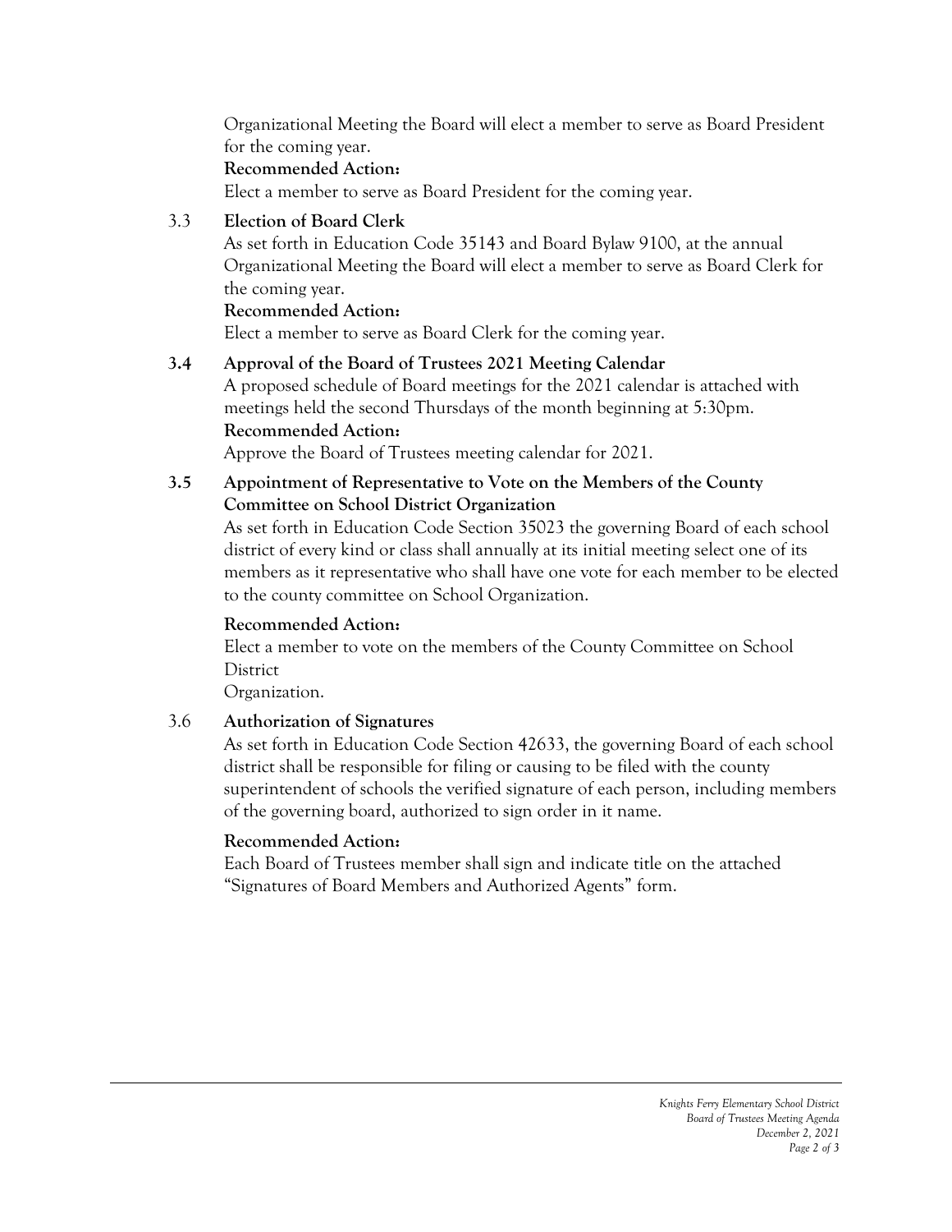Organizational Meeting the Board will elect a member to serve as Board President for the coming year.

**Recommended Action:**

Elect a member to serve as Board President for the coming year.

3.3 **Election of Board Clerk**

As set forth in Education Code 35143 and Board Bylaw 9100, at the annual Organizational Meeting the Board will elect a member to serve as Board Clerk for the coming year.

**Recommended Action:**

Elect a member to serve as Board Clerk for the coming year.

**3.4 Approval of the Board of Trustees 2021 Meeting Calendar**

A proposed schedule of Board meetings for the 2021 calendar is attached with meetings held the second Thursdays of the month beginning at 5:30pm.

**Recommended Action:**

Approve the Board of Trustees meeting calendar for 2021.

**3.5 Appointment of Representative to Vote on the Members of the County Committee on School District Organization**

As set forth in Education Code Section 35023 the governing Board of each school district of every kind or class shall annually at its initial meeting select one of its members as it representative who shall have one vote for each member to be elected to the county committee on School Organization.

**Recommended Action:**

Elect a member to vote on the members of the County Committee on School District
Organization.

3.6 **Authorization of Signatures**

As set forth in Education Code Section 42633, the governing Board of each school district shall be responsible for filing or causing to be filed with the county superintendent of schools the verified signature of each person, including members of the governing board, authorized to sign order in it name.

**Recommended Action:**

Each Board of Trustees member shall sign and indicate title on the attached "Signatures of Board Members and Authorized Agents" form.